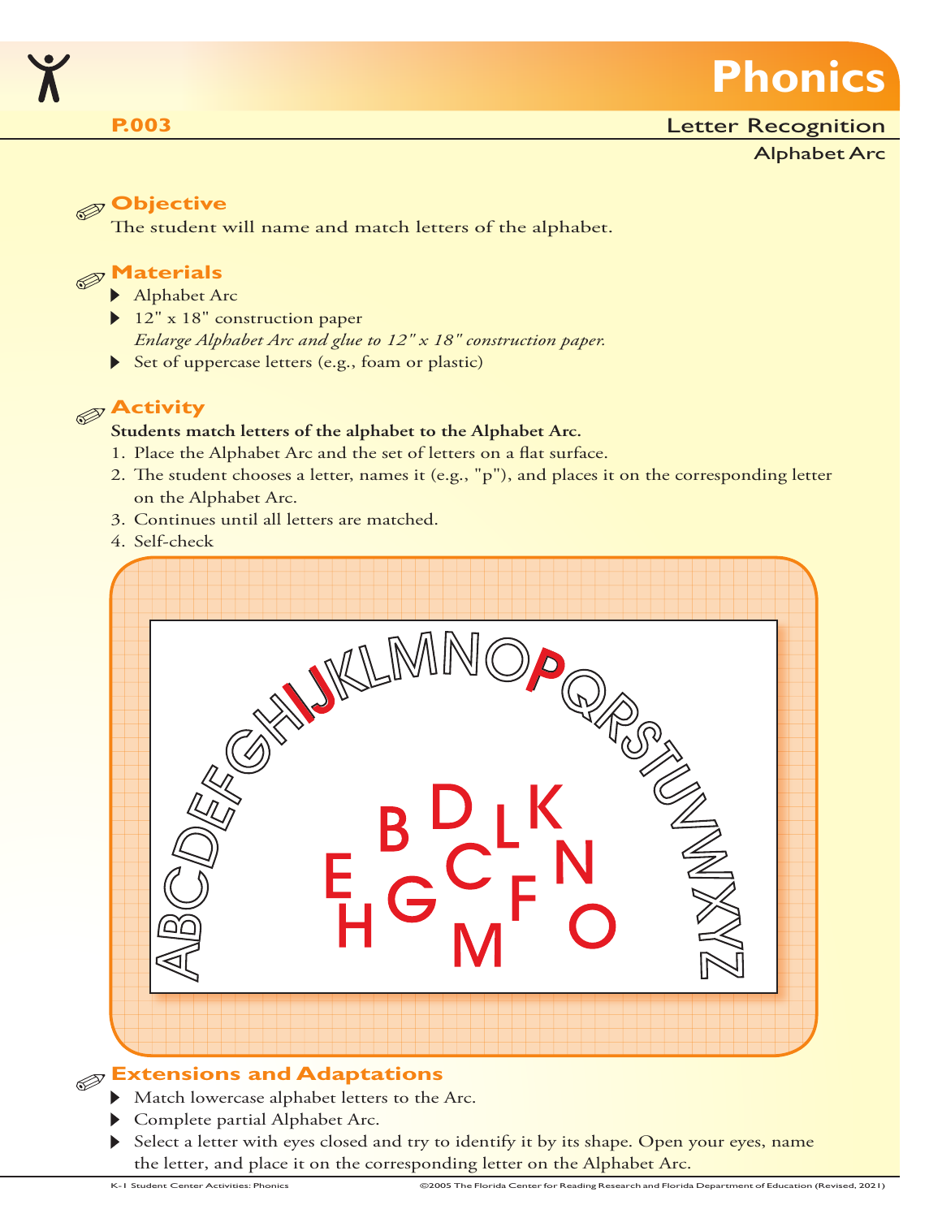# Phonics

**P.003**

Letter Recognition

Alphabet Arc

## Objective

The student will name and match letters of the alphabet.

## Materials

- Alphabet Arc
- 12" x 18" construction paper
  *Enlarge Alphabet Arc and glue to 12" x 18" construction paper.*
- Set of uppercase letters (e.g., foam or plastic)

## Activity

**Students match letters of the alphabet to the Alphabet Arc.**

1. Place the Alphabet Arc and the set of letters on a flat surface.
2. The student chooses a letter, names it (e.g., "p"), and places it on the corresponding letter on the Alphabet Arc.
3. Continues until all letters are matched.
4. Self-check

## Extensions and Adaptations

- Match lowercase alphabet letters to the Arc.
- Complete partial Alphabet Arc.
- Select a letter with eyes closed and try to identify it by its shape. Open your eyes, name the letter, and place it on the corresponding letter on the Alphabet Arc.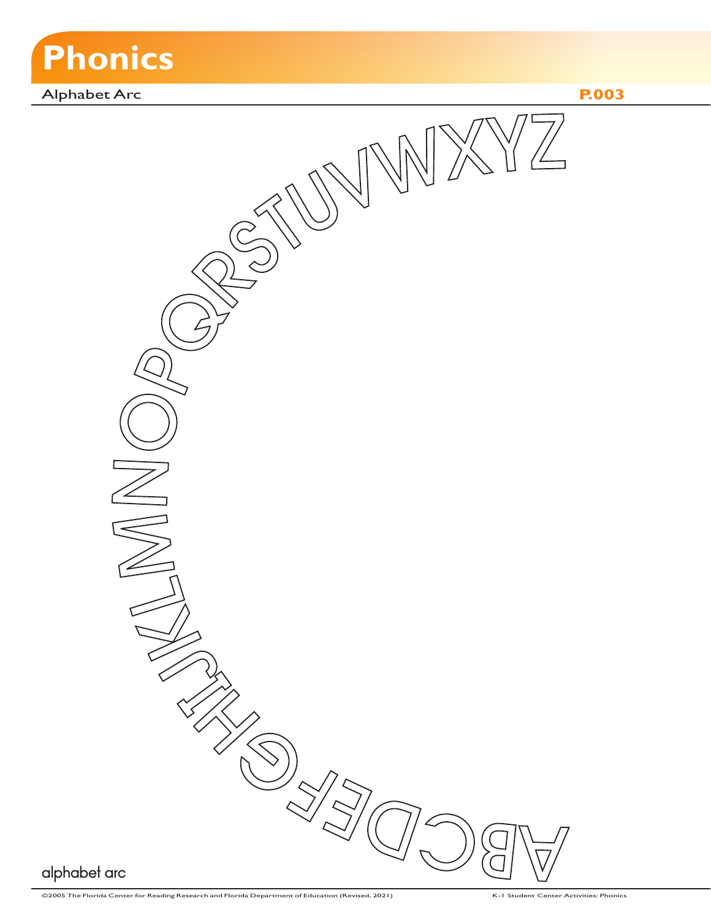# Phonics

Alphabet Arc

P.003

A B C D E F G H I J K L M N O P Q R S T U V W X Y Z

alphabet arc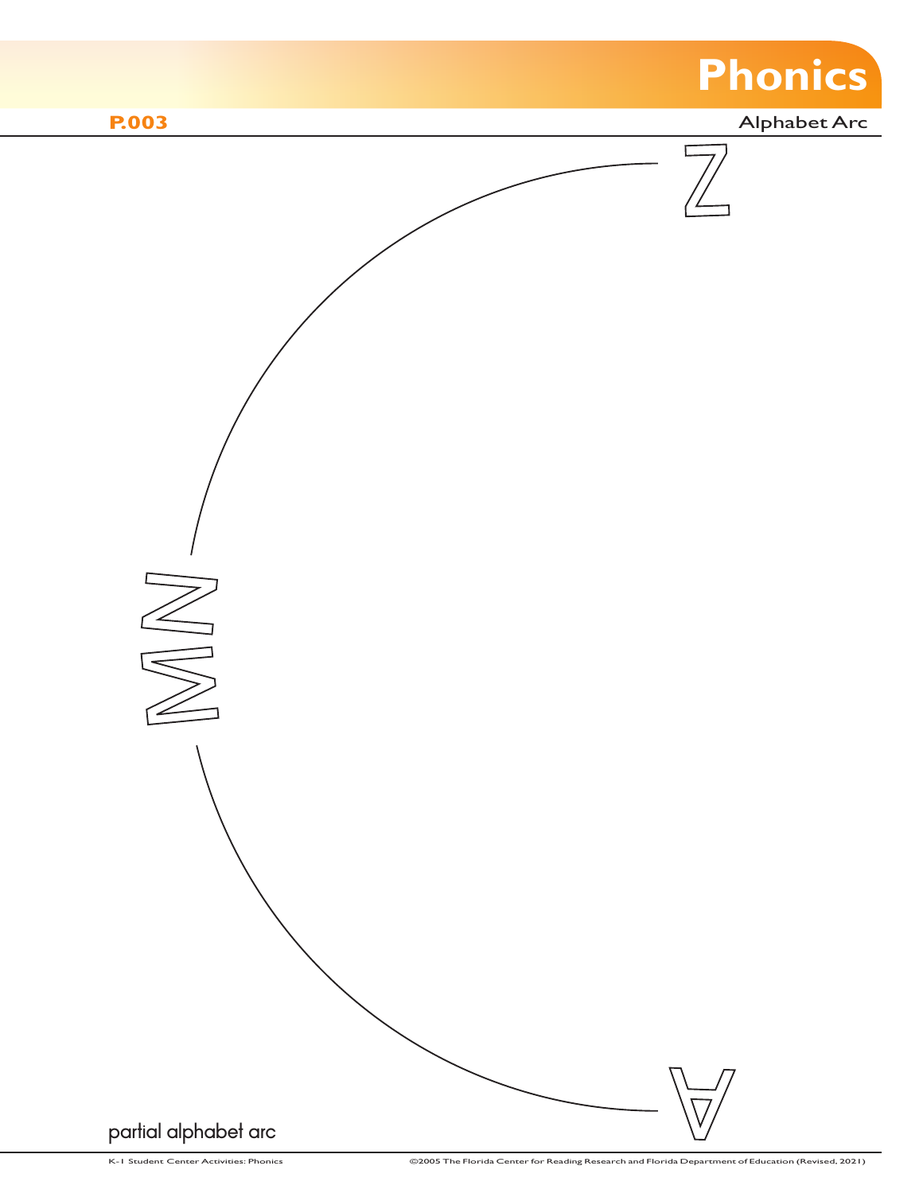# Phonics

**P.003**

Alphabet Arc

Z

MN

A

partial alphabet arc